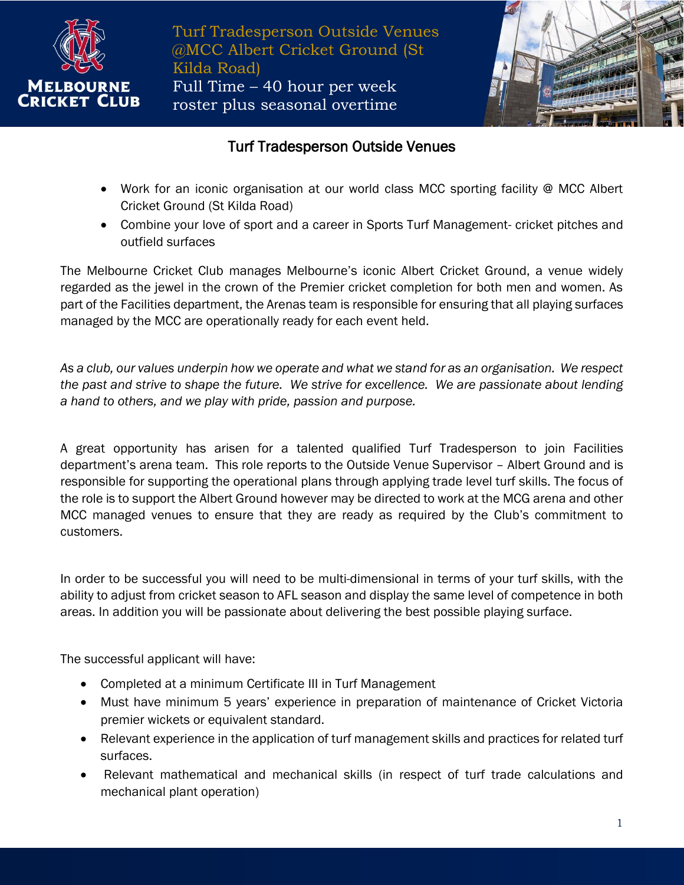# Turf Tradesperson Outside Venues @MCC Albert Cricket Ground (St Kilda Road)

Full Time – 40 hour per week roster plus seasonal overtime

## Turf Tradesperson Outside Venues

- Work for an iconic organisation at our world class MCC sporting facility @ MCC Albert Cricket Ground (St Kilda Road)
- Combine your love of sport and a career in Sports Turf Management- cricket pitches and outfield surfaces

The Melbourne Cricket Club manages Melbourne's iconic Albert Cricket Ground, a venue widely regarded as the jewel in the crown of the Premier cricket completion for both men and women. As part of the Facilities department, the Arenas team is responsible for ensuring that all playing surfaces managed by the MCC are operationally ready for each event held.

*As a club, our values underpin how we operate and what we stand for as an organisation. We respect the past and strive to shape the future. We strive for excellence. We are passionate about lending a hand to others, and we play with pride, passion and purpose.*

A great opportunity has arisen for a talented qualified Turf Tradesperson to join Facilities department's arena team. This role reports to the Outside Venue Supervisor – Albert Ground and is responsible for supporting the operational plans through applying trade level turf skills. The focus of the role is to support the Albert Ground however may be directed to work at the MCG arena and other MCC managed venues to ensure that they are ready as required by the Club's commitment to customers.

In order to be successful you will need to be multi-dimensional in terms of your turf skills, with the ability to adjust from cricket season to AFL season and display the same level of competence in both areas. In addition you will be passionate about delivering the best possible playing surface.

The successful applicant will have:

- Completed at a minimum Certificate III in Turf Management
- Must have minimum 5 years' experience in preparation of maintenance of Cricket Victoria premier wickets or equivalent standard.
- Relevant experience in the application of turf management skills and practices for related turf surfaces.
- Relevant mathematical and mechanical skills (in respect of turf trade calculations and mechanical plant operation)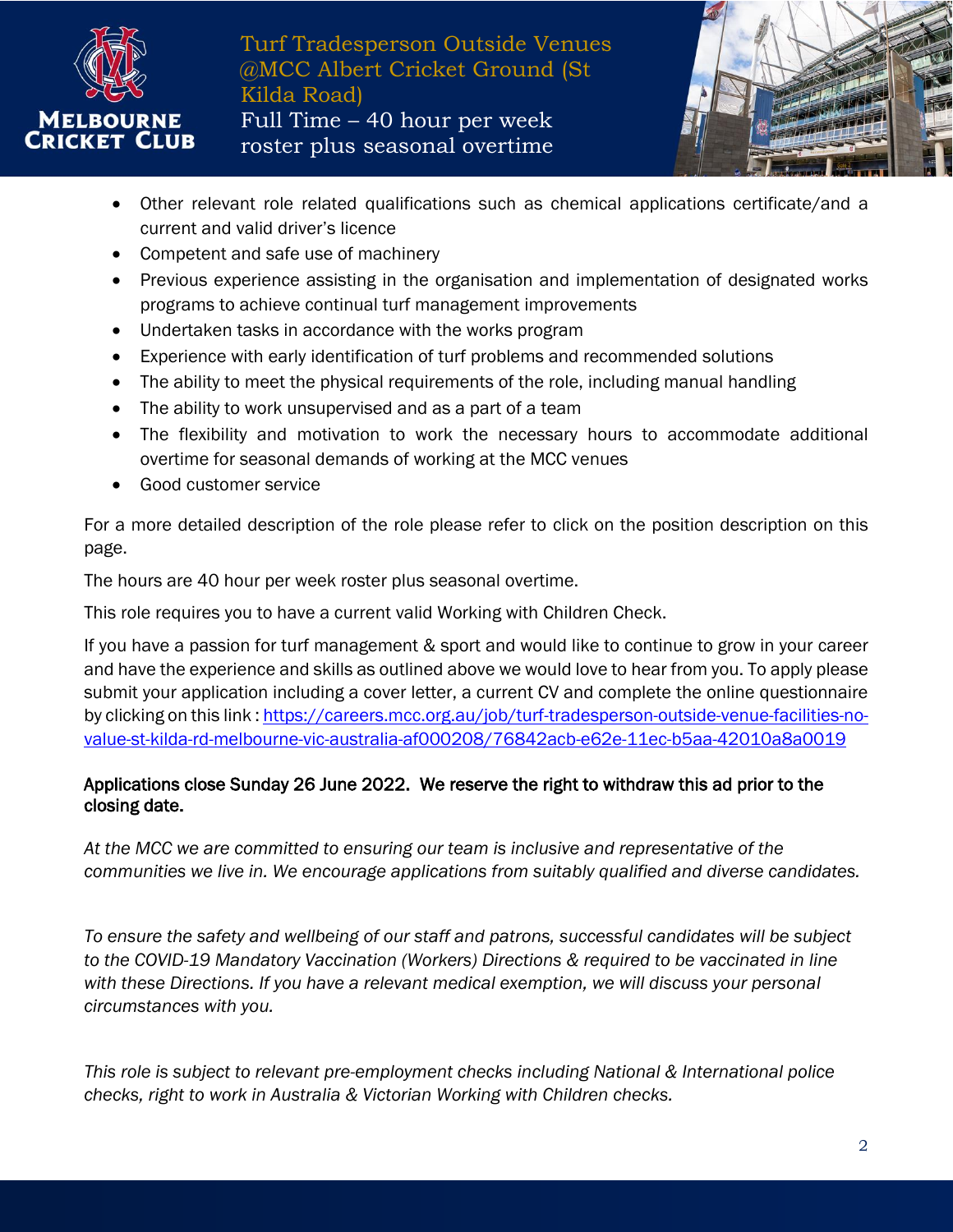- Other relevant role related qualifications such as chemical applications certificate/and a current and valid driver's licence
- Competent and safe use of machinery
- Previous experience assisting in the organisation and implementation of designated works programs to achieve continual turf management improvements
- Undertaken tasks in accordance with the works program
- Experience with early identification of turf problems and recommended solutions
- The ability to meet the physical requirements of the role, including manual handling
- The ability to work unsupervised and as a part of a team
- The flexibility and motivation to work the necessary hours to accommodate additional overtime for seasonal demands of working at the MCC venues
- Good customer service

For a more detailed description of the role please refer to click on the position description on this page.

The hours are 40 hour per week roster plus seasonal overtime.

This role requires you to have a current valid Working with Children Check.

If you have a passion for turf management & sport and would like to continue to grow in your career and have the experience and skills as outlined above we would love to hear from you. To apply please submit your application including a cover letter, a current CV and complete the online questionnaire by clicking on this link : https://careers.mcc.org.au/job/turf-tradesperson-outside-venue-facilities-no-value-st-kilda-rd-melbourne-vic-australia-af000208/76842acb-e62e-11ec-b5aa-42010a8a0019

**Applications close Sunday 26 June 2022. We reserve the right to withdraw this ad prior to the closing date.**

*At the MCC we are committed to ensuring our team is inclusive and representative of the communities we live in. We encourage applications from suitably qualified and diverse candidates.*

*To ensure the safety and wellbeing of our staff and patrons, successful candidates will be subject to the COVID-19 Mandatory Vaccination (Workers) Directions & required to be vaccinated in line with these Directions. If you have a relevant medical exemption, we will discuss your personal circumstances with you.*

*This role is subject to relevant pre-employment checks including National & International police checks, right to work in Australia & Victorian Working with Children checks.*